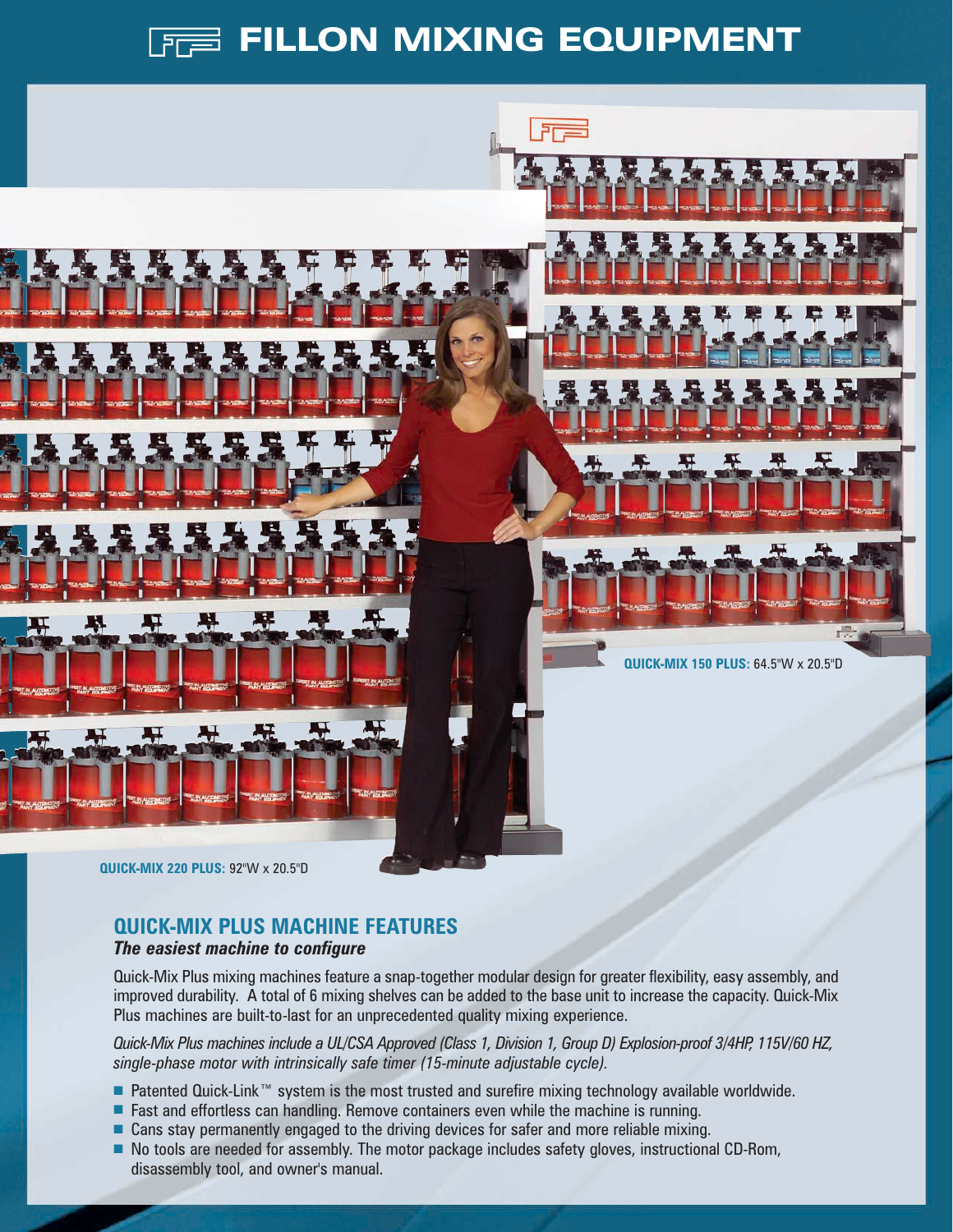# FILLON MIXING EQUIPMENT

**QUICK-MIX 150 PLUS:** 64.5"W x 20.5"D

**QUICK-MIX 220 PLUS:** 92"W x 20.5"D

## QUICK-MIX PLUS MACHINE FEATURES

***The easiest machine to configure***

Quick-Mix Plus mixing machines feature a snap-together modular design for greater flexibility, easy assembly, and improved durability. A total of 6 mixing shelves can be added to the base unit to increase the capacity. Quick-Mix Plus machines are built-to-last for an unprecedented quality mixing experience.

*Quick-Mix Plus machines include a UL/CSA Approved (Class 1, Division 1, Group D) Explosion-proof 3/4HP, 115V/60 HZ, single-phase motor with intrinsically safe timer (15-minute adjustable cycle).*

- Patented Quick-Link™ system is the most trusted and surefire mixing technology available worldwide.
- Fast and effortless can handling. Remove containers even while the machine is running.
- Cans stay permanently engaged to the driving devices for safer and more reliable mixing.
- No tools are needed for assembly. The motor package includes safety gloves, instructional CD-Rom, disassembly tool, and owner's manual.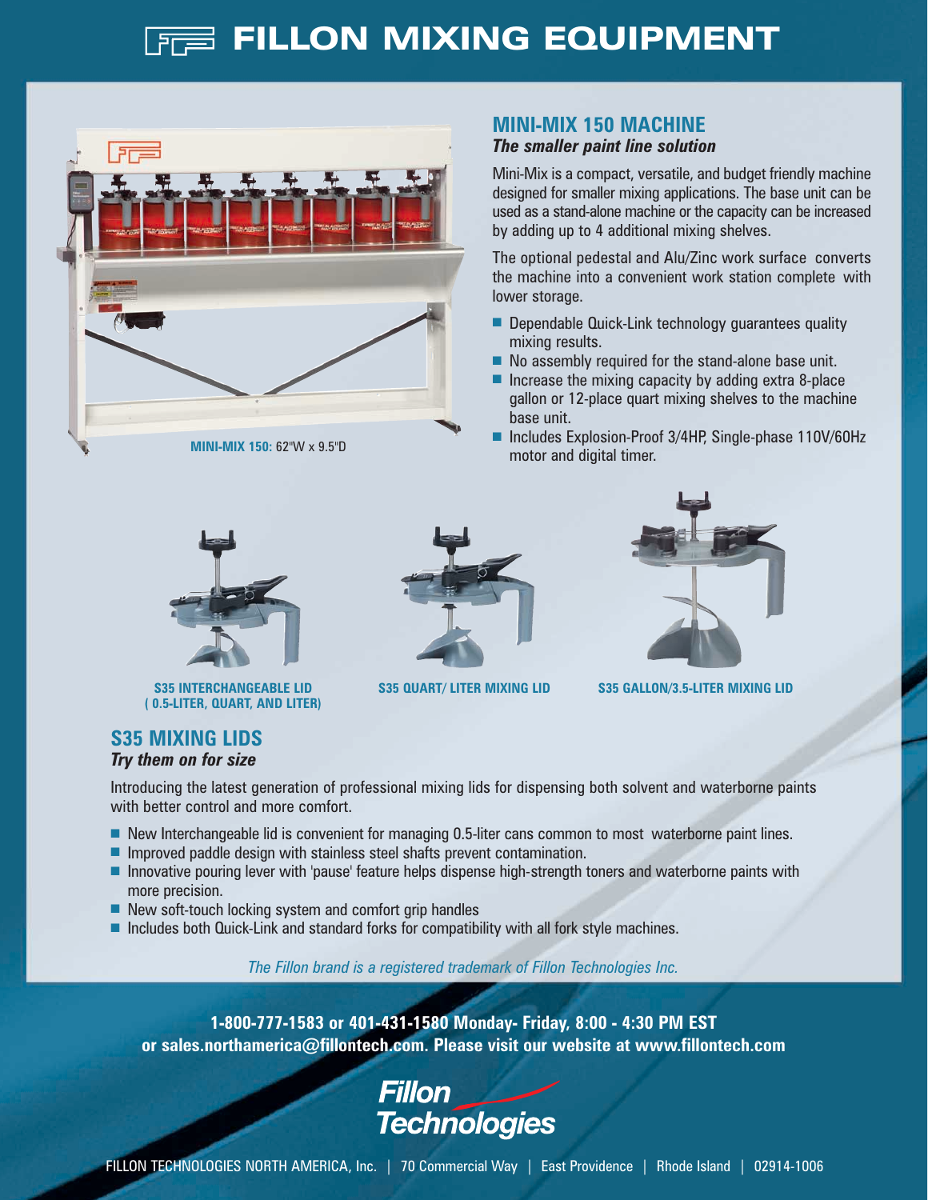# FILLON MIXING EQUIPMENT

**MINI-MIX 150:** 62"W x 9.5"D

## MINI-MIX 150 MACHINE

***The smaller paint line solution***

Mini-Mix is a compact, versatile, and budget friendly machine designed for smaller mixing applications. The base unit can be used as a stand-alone machine or the capacity can be increased by adding up to 4 additional mixing shelves.

The optional pedestal and Alu/Zinc work surface converts the machine into a convenient work station complete with lower storage.

- Dependable Quick-Link technology guarantees quality mixing results.
- No assembly required for the stand-alone base unit.
- Increase the mixing capacity by adding extra 8-place gallon or 12-place quart mixing shelves to the machine base unit.
- Includes Explosion-Proof 3/4HP, Single-phase 110V/60Hz motor and digital timer.

**S35 INTERCHANGEABLE LID ( 0.5-LITER, QUART, AND LITER)**

**S35 QUART/ LITER MIXING LID**

**S35 GALLON/3.5-LITER MIXING LID**

## S35 MIXING LIDS

***Try them on for size***

Introducing the latest generation of professional mixing lids for dispensing both solvent and waterborne paints with better control and more comfort.

- New Interchangeable lid is convenient for managing 0.5-liter cans common to most waterborne paint lines.
- Improved paddle design with stainless steel shafts prevent contamination.
- Innovative pouring lever with 'pause' feature helps dispense high-strength toners and waterborne paints with more precision.
- New soft-touch locking system and comfort grip handles
- Includes both Quick-Link and standard forks for compatibility with all fork style machines.

*The Fillon brand is a registered trademark of Fillon Technologies Inc.*

**1-800-777-1583 or 401-431-1580 Monday- Friday, 8:00 - 4:30 PM EST or sales.northamerica@fillontech.com. Please visit our website at www.fillontech.com**

Fillon Technologies

FILLON TECHNOLOGIES NORTH AMERICA, Inc. | 70 Commercial Way | East Providence | Rhode Island | 02914-1006